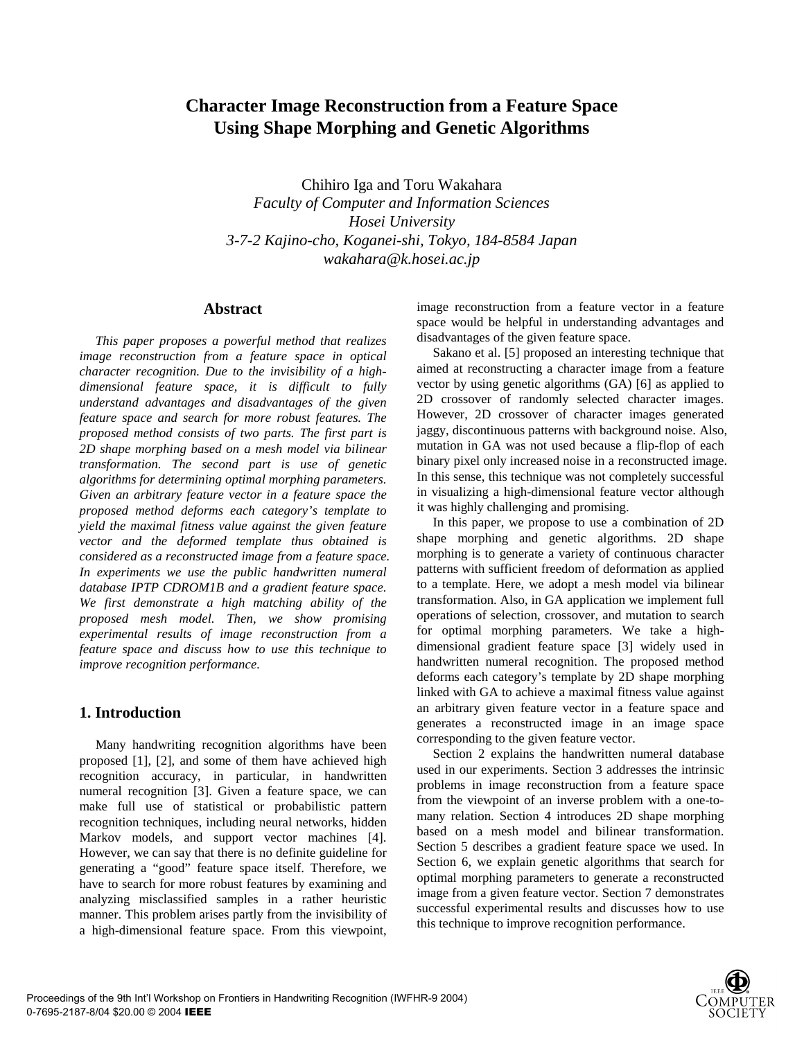# Character Image Reconstruction from a Feature Space Using Shape Morphing and Genetic Algorithms

Chihiro Iga and Toru Wakahara
*Faculty of Computer and Information Sciences*
*Hosei University*
*3-7-2 Kajino-cho, Koganei-shi, Tokyo, 184-8584 Japan*
*wakahara@k.hosei.ac.jp*

## Abstract

*This paper proposes a powerful method that realizes image reconstruction from a feature space in optical character recognition. Due to the invisibility of a high-dimensional feature space, it is difficult to fully understand advantages and disadvantages of the given feature space and search for more robust features. The proposed method consists of two parts. The first part is 2D shape morphing based on a mesh model via bilinear transformation. The second part is use of genetic algorithms for determining optimal morphing parameters. Given an arbitrary feature vector in a feature space the proposed method deforms each category's template to yield the maximal fitness value against the given feature vector and the deformed template thus obtained is considered as a reconstructed image from a feature space. In experiments we use the public handwritten numeral database IPTP CDROM1B and a gradient feature space. We first demonstrate a high matching ability of the proposed mesh model. Then, we show promising experimental results of image reconstruction from a feature space and discuss how to use this technique to improve recognition performance.*

## 1. Introduction

Many handwriting recognition algorithms have been proposed [1], [2], and some of them have achieved high recognition accuracy, in particular, in handwritten numeral recognition [3]. Given a feature space, we can make full use of statistical or probabilistic pattern recognition techniques, including neural networks, hidden Markov models, and support vector machines [4]. However, we can say that there is no definite guideline for generating a "good" feature space itself. Therefore, we have to search for more robust features by examining and analyzing misclassified samples in a rather heuristic manner. This problem arises partly from the invisibility of a high-dimensional feature space. From this viewpoint, image reconstruction from a feature vector in a feature space would be helpful in understanding advantages and disadvantages of the given feature space.

Sakano et al. [5] proposed an interesting technique that aimed at reconstructing a character image from a feature vector by using genetic algorithms (GA) [6] as applied to 2D crossover of randomly selected character images. However, 2D crossover of character images generated jaggy, discontinuous patterns with background noise. Also, mutation in GA was not used because a flip-flop of each binary pixel only increased noise in a reconstructed image. In this sense, this technique was not completely successful in visualizing a high-dimensional feature vector although it was highly challenging and promising.

In this paper, we propose to use a combination of 2D shape morphing and genetic algorithms. 2D shape morphing is to generate a variety of continuous character patterns with sufficient freedom of deformation as applied to a template. Here, we adopt a mesh model via bilinear transformation. Also, in GA application we implement full operations of selection, crossover, and mutation to search for optimal morphing parameters. We take a high-dimensional gradient feature space [3] widely used in handwritten numeral recognition. The proposed method deforms each category's template by 2D shape morphing linked with GA to achieve a maximal fitness value against an arbitrary given feature vector in a feature space and generates a reconstructed image in an image space corresponding to the given feature vector.

Section 2 explains the handwritten numeral database used in our experiments. Section 3 addresses the intrinsic problems in image reconstruction from a feature space from the viewpoint of an inverse problem with a one-to-many relation. Section 4 introduces 2D shape morphing based on a mesh model and bilinear transformation. Section 5 describes a gradient feature space we used. In Section 6, we explain genetic algorithms that search for optimal morphing parameters to generate a reconstructed image from a given feature vector. Section 7 demonstrates successful experimental results and discusses how to use this technique to improve recognition performance.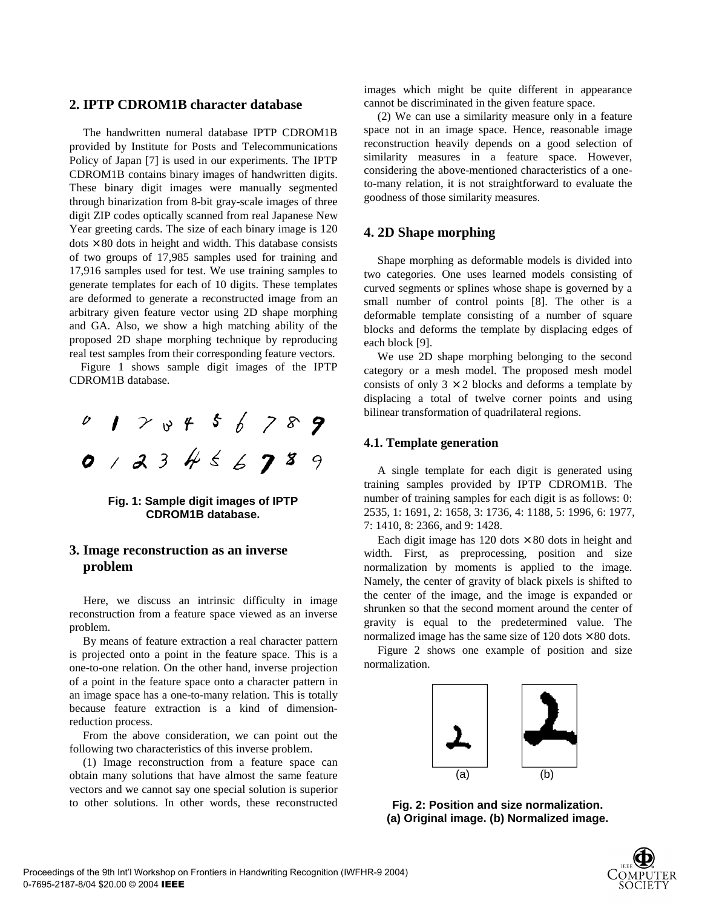## 2. IPTP CDROM1B character database

The handwritten numeral database IPTP CDROM1B provided by Institute for Posts and Telecommunications Policy of Japan [7] is used in our experiments. The IPTP CDROM1B contains binary images of handwritten digits. These binary digit images were manually segmented through binarization from 8-bit gray-scale images of three digit ZIP codes optically scanned from real Japanese New Year greeting cards. The size of each binary image is 120 dots $\times$ 80 dots in height and width. This database consists of two groups of 17,985 samples used for training and 17,916 samples used for test. We use training samples to generate templates for each of 10 digits. These templates are deformed to generate a reconstructed image from an arbitrary given feature vector using 2D shape morphing and GA. Also, we show a high matching ability of the proposed 2D shape morphing technique by reproducing real test samples from their corresponding feature vectors.

Figure 1 shows sample digit images of the IPTP CDROM1B database.

**Fig. 1: Sample digit images of IPTP CDROM1B database.**

## 3. Image reconstruction as an inverse problem

Here, we discuss an intrinsic difficulty in image reconstruction from a feature space viewed as an inverse problem.

By means of feature extraction a real character pattern is projected onto a point in the feature space. This is a one-to-one relation. On the other hand, inverse projection of a point in the feature space onto a character pattern in an image space has a one-to-many relation. This is totally because feature extraction is a kind of dimension-reduction process.

From the above consideration, we can point out the following two characteristics of this inverse problem.

(1) Image reconstruction from a feature space can obtain many solutions that have almost the same feature vectors and we cannot say one special solution is superior to other solutions. In other words, these reconstructed images which might be quite different in appearance cannot be discriminated in the given feature space.

(2) We can use a similarity measure only in a feature space not in an image space. Hence, reasonable image reconstruction heavily depends on a good selection of similarity measures in a feature space. However, considering the above-mentioned characteristics of a one-to-many relation, it is not straightforward to evaluate the goodness of those similarity measures.

## 4. 2D Shape morphing

Shape morphing as deformable models is divided into two categories. One uses learned models consisting of curved segments or splines whose shape is governed by a small number of control points [8]. The other is a deformable template consisting of a number of square blocks and deforms the template by displacing edges of each block [9].

We use 2D shape morphing belonging to the second category or a mesh model. The proposed mesh model consists of only $3 \times 2$ blocks and deforms a template by displacing a total of twelve corner points and using bilinear transformation of quadrilateral regions.

### 4.1. Template generation

A single template for each digit is generated using training samples provided by IPTP CDROM1B. The number of training samples for each digit is as follows: 0: 2535, 1: 1691, 2: 1658, 3: 1736, 4: 1188, 5: 1996, 6: 1977, 7: 1410, 8: 2366, and 9: 1428.

Each digit image has 120 dots $\times$ 80 dots in height and width. First, as preprocessing, position and size normalization by moments is applied to the image. Namely, the center of gravity of black pixels is shifted to the center of the image, and the image is expanded or shrunken so that the second moment around the center of gravity is equal to the predetermined value. The normalized image has the same size of 120 dots $\times$ 80 dots.

Figure 2 shows one example of position and size normalization.

(a) (b)

**Fig. 2: Position and size normalization. (a) Original image. (b) Normalized image.**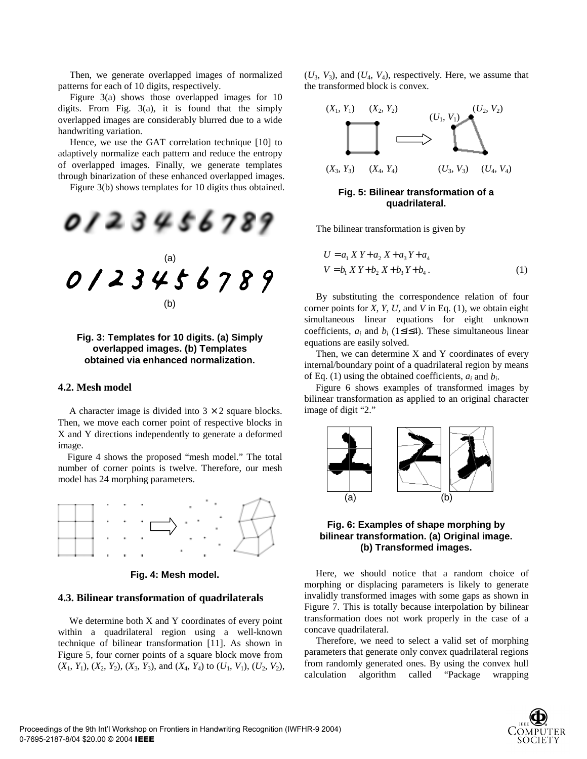Then, we generate overlapped images of normalized patterns for each of 10 digits, respectively.

Figure 3(a) shows those overlapped images for 10 digits. From Fig. 3(a), it is found that the simply overlapped images are considerably blurred due to a wide handwriting variation.

Hence, we use the GAT correlation technique [10] to adaptively normalize each pattern and reduce the entropy of overlapped images. Finally, we generate templates through binarization of these enhanced overlapped images.

Figure 3(b) shows templates for 10 digits thus obtained.

**Fig. 3: Templates for 10 digits. (a) Simply overlapped images. (b) Templates obtained via enhanced normalization.**

### 4.2. Mesh model

A character image is divided into $3 \times 2$ square blocks. Then, we move each corner point of respective blocks in X and Y directions independently to generate a deformed image.

Figure 4 shows the proposed "mesh model." The total number of corner points is twelve. Therefore, our mesh model has 24 morphing parameters.

**Fig. 4: Mesh model.**

### 4.3. Bilinear transformation of quadrilaterals

We determine both X and Y coordinates of every point within a quadrilateral region using a well-known technique of bilinear transformation [11]. As shown in Figure 5, four corner points of a square block move from $(X_1, Y_1)$, $(X_2, Y_2)$, $(X_3, Y_3)$, and $(X_4, Y_4)$ to $(U_1, V_1)$, $(U_2, V_2)$, $(U_3, V_3)$, and $(U_4, V_4)$, respectively. Here, we assume that the transformed block is convex.

**Fig. 5: Bilinear transformation of a quadrilateral.**

The bilinear transformation is given by

$$
\begin{aligned}
U &= a_1 X Y + a_2 X + a_3 Y + a_4 \\
V &= b_1 X Y + b_2 X + b_3 Y + b_4 .
\end{aligned}
\tag{1}
$$

By substituting the correspondence relation of four corner points for $X$, $Y$, $U$, and $V$ in Eq. (1), we obtain eight simultaneous linear equations for eight unknown coefficients, $a_i$ and $b_i$ ($1 \le i \le 4$). These simultaneous linear equations are easily solved.

Then, we can determine X and Y coordinates of every internal/boundary point of a quadrilateral region by means of Eq. (1) using the obtained coefficients, $a_i$ and $b_i$.

Figure 6 shows examples of transformed images by bilinear transformation as applied to an original character image of digit "2."

**Fig. 6: Examples of shape morphing by bilinear transformation. (a) Original image. (b) Transformed images.**

Here, we should notice that a random choice of morphing or displacing parameters is likely to generate invalidly transformed images with some gaps as shown in Figure 7. This is totally because interpolation by bilinear transformation does not work properly in the case of a concave quadrilateral.

Therefore, we need to select a valid set of morphing parameters that generate only convex quadrilateral regions from randomly generated ones. By using the convex hull calculation algorithm called "Package wrapping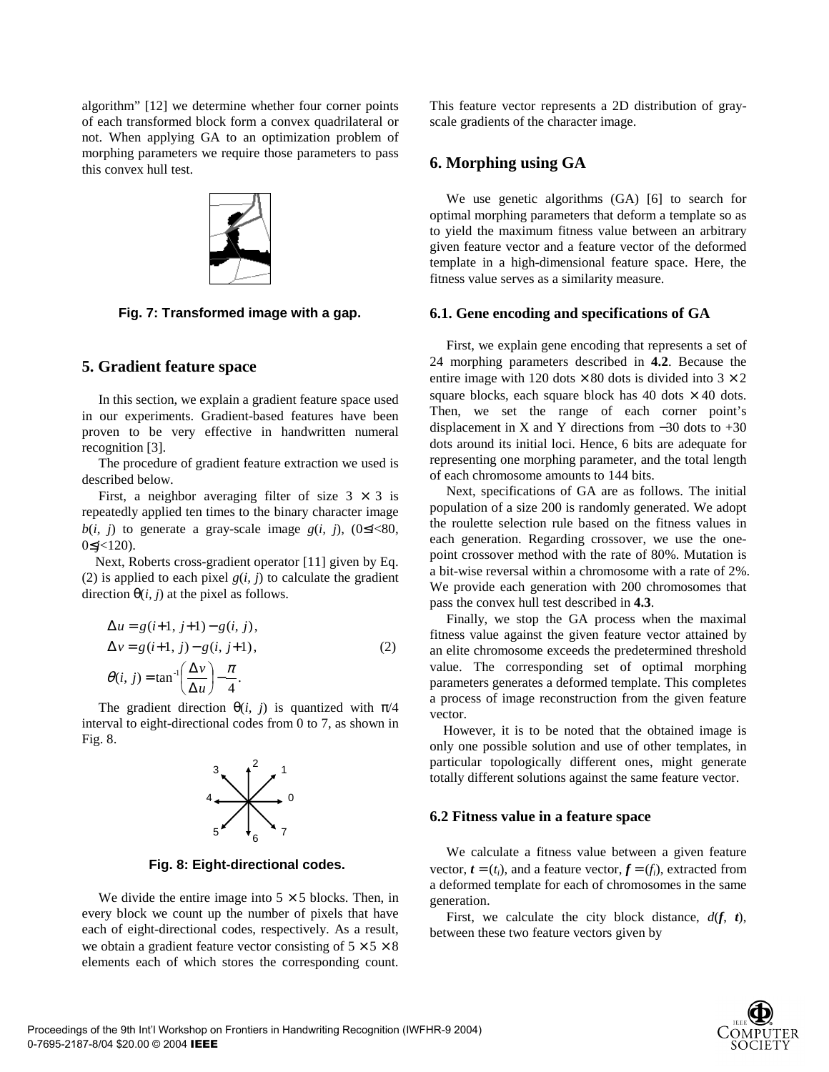algorithm" [12] we determine whether four corner points of each transformed block form a convex quadrilateral or not. When applying GA to an optimization problem of morphing parameters we require those parameters to pass this convex hull test.

Fig. 7: Transformed image with a gap.

## 5. Gradient feature space

In this section, we explain a gradient feature space used in our experiments. Gradient-based features have been proven to be very effective in handwritten numeral recognition [3].

The procedure of gradient feature extraction we used is described below.

First, a neighbor averaging filter of size 3 × 3 is repeatedly applied ten times to the binary character image $b(i, j)$ to generate a gray-scale image $g(i, j)$, ($0 \le i < 80$, $0 \le j < 120$).

Next, Roberts cross-gradient operator [11] given by Eq. (2) is applied to each pixel $g(i, j)$ to calculate the gradient direction $\theta(i, j)$ at the pixel as follows.

$$
\begin{aligned}
\Delta u &= g(i+1,\, j+1) - g(i,\, j), \\
\Delta v &= g(i+1,\, j) - g(i,\, j+1), \\
\theta(i,\, j) &= \tan^{-1}\left(\frac{\Delta v}{\Delta u}\right) - \frac{\pi}{4}.
\end{aligned}
\tag{2}
$$

The gradient direction $\theta(i, j)$ is quantized with $\pi/4$ interval to eight-directional codes from 0 to 7, as shown in Fig. 8.

Fig. 8: Eight-directional codes.

We divide the entire image into 5 × 5 blocks. Then, in every block we count up the number of pixels that have each of eight-directional codes, respectively. As a result, we obtain a gradient feature vector consisting of 5 × 5 × 8 elements each of which stores the corresponding count. This feature vector represents a 2D distribution of gray-scale gradients of the character image.

## 6. Morphing using GA

We use genetic algorithms (GA) [6] to search for optimal morphing parameters that deform a template so as to yield the maximum fitness value between an arbitrary given feature vector and a feature vector of the deformed template in a high-dimensional feature space. Here, the fitness value serves as a similarity measure.

### 6.1. Gene encoding and specifications of GA

First, we explain gene encoding that represents a set of 24 morphing parameters described in **4.2**. Because the entire image with 120 dots × 80 dots is divided into 3 × 2 square blocks, each square block has 40 dots × 40 dots. Then, we set the range of each corner point's displacement in X and Y directions from −30 dots to +30 dots around its initial loci. Hence, 6 bits are adequate for representing one morphing parameter, and the total length of each chromosome amounts to 144 bits.

Next, specifications of GA are as follows. The initial population of a size 200 is randomly generated. We adopt the roulette selection rule based on the fitness values in each generation. Regarding crossover, we use the one-point crossover method with the rate of 80%. Mutation is a bit-wise reversal within a chromosome with a rate of 2%. We provide each generation with 200 chromosomes that pass the convex hull test described in **4.3**.

Finally, we stop the GA process when the maximal fitness value against the given feature vector attained by an elite chromosome exceeds the predetermined threshold value. The corresponding set of optimal morphing parameters generates a deformed template. This completes a process of image reconstruction from the given feature vector.

However, it is to be noted that the obtained image is only one possible solution and use of other templates, in particular topologically different ones, might generate totally different solutions against the same feature vector.

### 6.2 Fitness value in a feature space

We calculate a fitness value between a given feature vector, $\boldsymbol{t} = (t_i)$, and a feature vector, $\boldsymbol{f} = (f_i)$, extracted from a deformed template for each of chromosomes in the same generation.

First, we calculate the city block distance, $d(\boldsymbol{f}, \boldsymbol{t})$, between these two feature vectors given by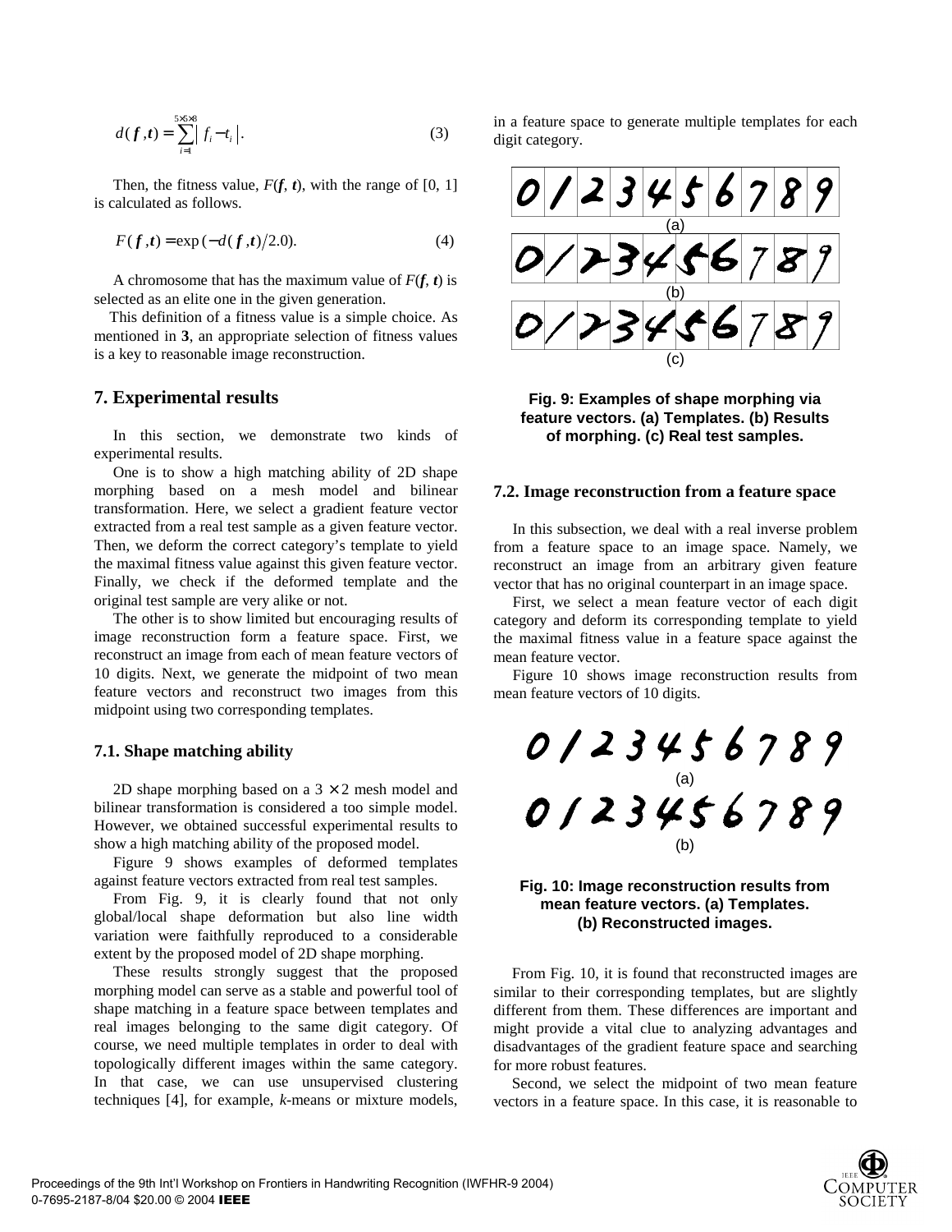$$d(\boldsymbol{f}, \boldsymbol{t}) = \sum_{i=1}^{5\times 6\times 8} \left| f_i - t_i \right|. \tag{3}$$

Then, the fitness value, $F(\boldsymbol{f}, \boldsymbol{t})$, with the range of [0, 1] is calculated as follows.

$$F(\boldsymbol{f}, \boldsymbol{t}) = \exp(-d(\boldsymbol{f}, \boldsymbol{t})/2.0). \tag{4}$$

A chromosome that has the maximum value of $F(\boldsymbol{f}, \boldsymbol{t})$ is selected as an elite one in the given generation.

This definition of a fitness value is a simple choice. As mentioned in **3**, an appropriate selection of fitness values is a key to reasonable image reconstruction.

## 7. Experimental results

In this section, we demonstrate two kinds of experimental results.

One is to show a high matching ability of 2D shape morphing based on a mesh model and bilinear transformation. Here, we select a gradient feature vector extracted from a real test sample as a given feature vector. Then, we deform the correct category's template to yield the maximal fitness value against this given feature vector. Finally, we check if the deformed template and the original test sample are very alike or not.

The other is to show limited but encouraging results of image reconstruction form a feature space. First, we reconstruct an image from each of mean feature vectors of 10 digits. Next, we generate the midpoint of two mean feature vectors and reconstruct two images from this midpoint using two corresponding templates.

### 7.1. Shape matching ability

2D shape morphing based on a $3 \times 2$ mesh model and bilinear transformation is considered a too simple model. However, we obtained successful experimental results to show a high matching ability of the proposed model.

Figure 9 shows examples of deformed templates against feature vectors extracted from real test samples.

From Fig. 9, it is clearly found that not only global/local shape deformation but also line width variation were faithfully reproduced to a considerable extent by the proposed model of 2D shape morphing.

These results strongly suggest that the proposed morphing model can serve as a stable and powerful tool of shape matching in a feature space between templates and real images belonging to the same digit category. Of course, we need multiple templates in order to deal with topologically different images within the same category. In that case, we can use unsupervised clustering techniques [4], for example, *k*-means or mixture models, in a feature space to generate multiple templates for each digit category.

**Fig. 9: Examples of shape morphing via feature vectors. (a) Templates. (b) Results of morphing. (c) Real test samples.**

### 7.2. Image reconstruction from a feature space

In this subsection, we deal with a real inverse problem from a feature space to an image space. Namely, we reconstruct an image from an arbitrary given feature vector that has no original counterpart in an image space.

First, we select a mean feature vector of each digit category and deform its corresponding template to yield the maximal fitness value in a feature space against the mean feature vector.

Figure 10 shows image reconstruction results from mean feature vectors of 10 digits.

**Fig. 10: Image reconstruction results from mean feature vectors. (a) Templates. (b) Reconstructed images.**

From Fig. 10, it is found that reconstructed images are similar to their corresponding templates, but are slightly different from them. These differences are important and might provide a vital clue to analyzing advantages and disadvantages of the gradient feature space and searching for more robust features.

Second, we select the midpoint of two mean feature vectors in a feature space. In this case, it is reasonable to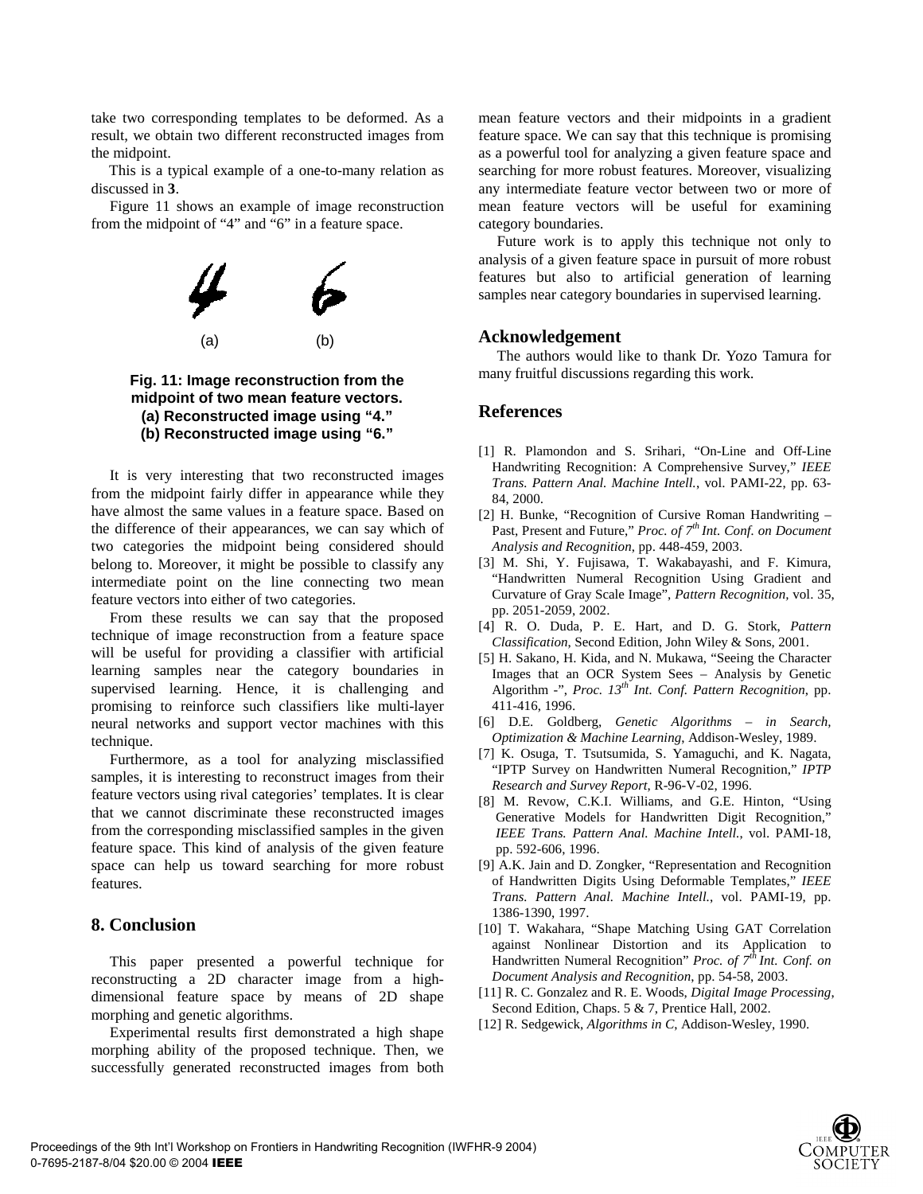take two corresponding templates to be deformed. As a result, we obtain two different reconstructed images from the midpoint.

This is a typical example of a one-to-many relation as discussed in **3**.

Figure 11 shows an example of image reconstruction from the midpoint of "4" and "6" in a feature space.

(a) (b)

**Fig. 11: Image reconstruction from the midpoint of two mean feature vectors. (a) Reconstructed image using "4." (b) Reconstructed image using "6."**

It is very interesting that two reconstructed images from the midpoint fairly differ in appearance while they have almost the same values in a feature space. Based on the difference of their appearances, we can say which of two categories the midpoint being considered should belong to. Moreover, it might be possible to classify any intermediate point on the line connecting two mean feature vectors into either of two categories.

From these results we can say that the proposed technique of image reconstruction from a feature space will be useful for providing a classifier with artificial learning samples near the category boundaries in supervised learning. Hence, it is challenging and promising to reinforce such classifiers like multi-layer neural networks and support vector machines with this technique.

Furthermore, as a tool for analyzing misclassified samples, it is interesting to reconstruct images from their feature vectors using rival categories' templates. It is clear that we cannot discriminate these reconstructed images from the corresponding misclassified samples in the given feature space. This kind of analysis of the given feature space can help us toward searching for more robust features.

## 8. Conclusion

This paper presented a powerful technique for reconstructing a 2D character image from a high-dimensional feature space by means of 2D shape morphing and genetic algorithms.

Experimental results first demonstrated a high shape morphing ability of the proposed technique. Then, we successfully generated reconstructed images from both mean feature vectors and their midpoints in a gradient feature space. We can say that this technique is promising as a powerful tool for analyzing a given feature space and searching for more robust features. Moreover, visualizing any intermediate feature vector between two or more of mean feature vectors will be useful for examining category boundaries.

Future work is to apply this technique not only to analysis of a given feature space in pursuit of more robust features but also to artificial generation of learning samples near category boundaries in supervised learning.

## Acknowledgement

The authors would like to thank Dr. Yozo Tamura for many fruitful discussions regarding this work.

## References

[1] R. Plamondon and S. Srihari, "On-Line and Off-Line Handwriting Recognition: A Comprehensive Survey," *IEEE Trans. Pattern Anal. Machine Intell.*, vol. PAMI-22, pp. 63-84, 2000.

[2] H. Bunke, "Recognition of Cursive Roman Handwriting – Past, Present and Future," *Proc. of 7th Int. Conf. on Document Analysis and Recognition*, pp. 448-459, 2003.

[3] M. Shi, Y. Fujisawa, T. Wakabayashi, and F. Kimura, "Handwritten Numeral Recognition Using Gradient and Curvature of Gray Scale Image", *Pattern Recognition*, vol. 35, pp. 2051-2059, 2002.

[4] R. O. Duda, P. E. Hart, and D. G. Stork, *Pattern Classification*, Second Edition, John Wiley & Sons, 2001.

[5] H. Sakano, H. Kida, and N. Mukawa, "Seeing the Character Images that an OCR System Sees – Analysis by Genetic Algorithm -", *Proc. 13th Int. Conf. Pattern Recognition*, pp. 411-416, 1996.

[6] D.E. Goldberg, *Genetic Algorithms – in Search, Optimization & Machine Learning*, Addison-Wesley, 1989.

[7] K. Osuga, T. Tsutsumida, S. Yamaguchi, and K. Nagata, "IPTP Survey on Handwritten Numeral Recognition," *IPTP Research and Survey Report*, R-96-V-02, 1996.

[8] M. Revow, C.K.I. Williams, and G.E. Hinton, "Using Generative Models for Handwritten Digit Recognition," *IEEE Trans. Pattern Anal. Machine Intell.*, vol. PAMI-18, pp. 592-606, 1996.

[9] A.K. Jain and D. Zongker, "Representation and Recognition of Handwritten Digits Using Deformable Templates," *IEEE Trans. Pattern Anal. Machine Intell.*, vol. PAMI-19, pp. 1386-1390, 1997.

[10] T. Wakahara, "Shape Matching Using GAT Correlation against Nonlinear Distortion and its Application to Handwritten Numeral Recognition" *Proc. of 7th Int. Conf. on Document Analysis and Recognition*, pp. 54-58, 2003.

[11] R. C. Gonzalez and R. E. Woods, *Digital Image Processing*, Second Edition, Chaps. 5 & 7, Prentice Hall, 2002.

[12] R. Sedgewick, *Algorithms in C*, Addison-Wesley, 1990.